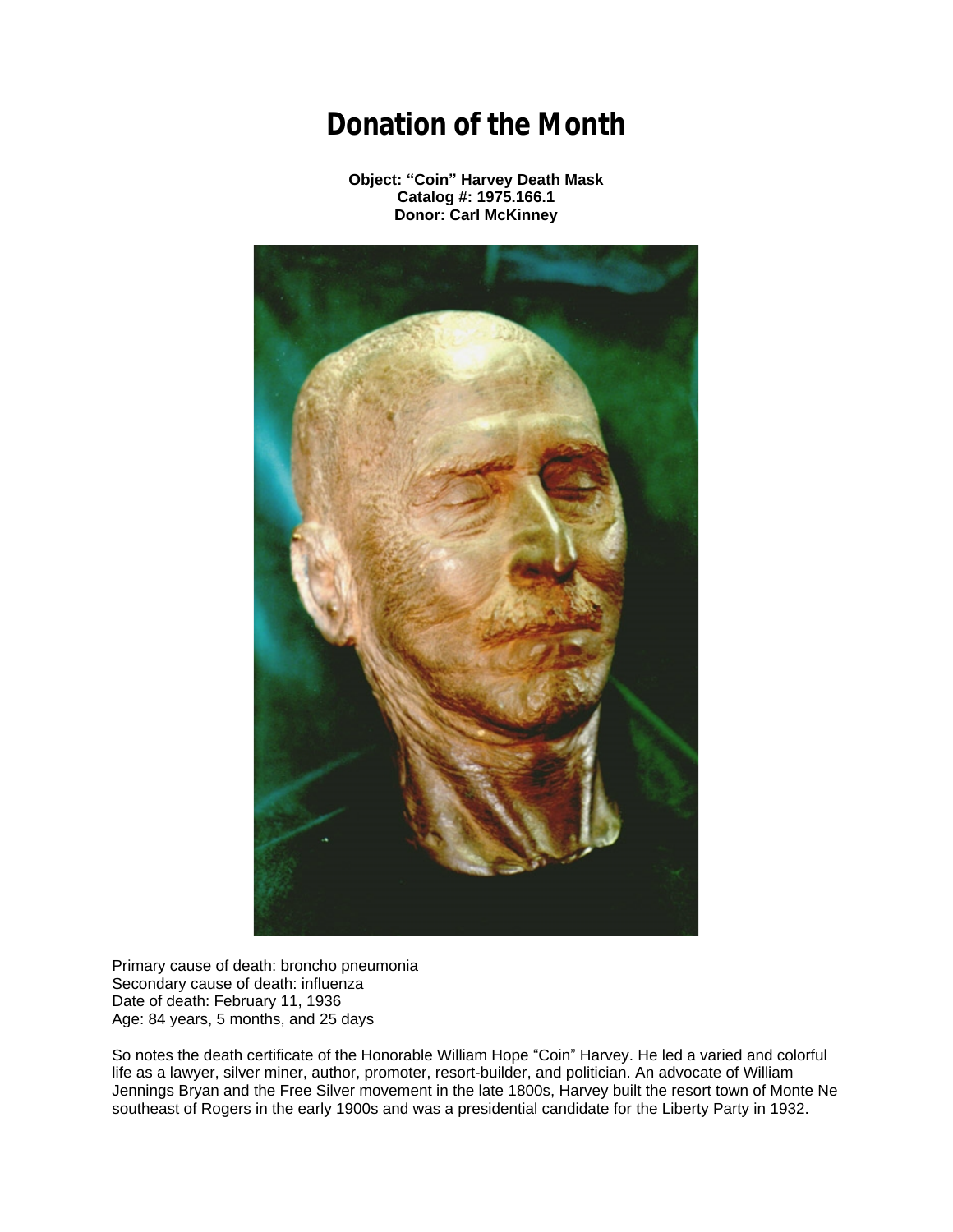# Donation of the Month

**Object: "Coin" Harvey Death Mask**
**Catalog #: 1975.166.1**
**Donor: Carl McKinney**

Primary cause of death: broncho pneumonia
Secondary cause of death: influenza
Date of death: February 11, 1936
Age: 84 years, 5 months, and 25 days

So notes the death certificate of the Honorable William Hope "Coin" Harvey. He led a varied and colorful life as a lawyer, silver miner, author, promoter, resort-builder, and politician. An advocate of William Jennings Bryan and the Free Silver movement in the late 1800s, Harvey built the resort town of Monte Ne southeast of Rogers in the early 1900s and was a presidential candidate for the Liberty Party in 1932.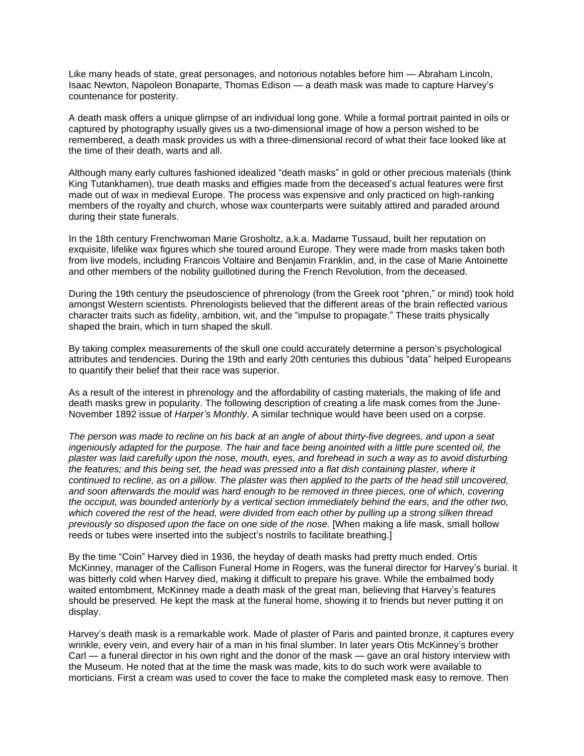Like many heads of state, great personages, and notorious notables before him — Abraham Lincoln, Isaac Newton, Napoleon Bonaparte, Thomas Edison — a death mask was made to capture Harvey's countenance for posterity.

A death mask offers a unique glimpse of an individual long gone. While a formal portrait painted in oils or captured by photography usually gives us a two-dimensional image of how a person wished to be remembered, a death mask provides us with a three-dimensional record of what their face looked like at the time of their death, warts and all.

Although many early cultures fashioned idealized "death masks" in gold or other precious materials (think King Tutankhamen), true death masks and effigies made from the deceased's actual features were first made out of wax in medieval Europe. The process was expensive and only practiced on high-ranking members of the royalty and church, whose wax counterparts were suitably attired and paraded around during their state funerals.

In the 18th century Frenchwoman Marie Grosholtz, a.k.a. Madame Tussaud, built her reputation on exquisite, lifelike wax figures which she toured around Europe. They were made from masks taken both from live models, including Francois Voltaire and Benjamin Franklin, and, in the case of Marie Antoinette and other members of the nobility guillotined during the French Revolution, from the deceased.

During the 19th century the pseudoscience of phrenology (from the Greek root "phren," or mind) took hold amongst Western scientists. Phrenologists believed that the different areas of the brain reflected various character traits such as fidelity, ambition, wit, and the "impulse to propagate." These traits physically shaped the brain, which in turn shaped the skull.

By taking complex measurements of the skull one could accurately determine a person's psychological attributes and tendencies. During the 19th and early 20th centuries this dubious "data" helped Europeans to quantify their belief that their race was superior.

As a result of the interest in phrenology and the affordability of casting materials, the making of life and death masks grew in popularity. The following description of creating a life mask comes from the June-November 1892 issue of *Harper's Monthly*. A similar technique would have been used on a corpse.

*The person was made to recline on his back at an angle of about thirty-five degrees, and upon a seat ingeniously adapted for the purpose. The hair and face being anointed with a little pure scented oil, the plaster was laid carefully upon the nose, mouth, eyes, and forehead in such a way as to avoid disturbing the features; and this being set, the head was pressed into a flat dish containing plaster, where it continued to recline, as on a pillow. The plaster was then applied to the parts of the head still uncovered, and soon afterwards the mould was hard enough to be removed in three pieces, one of which, covering the occiput, was bounded anteriorly by a vertical section immediately behind the ears, and the other two, which covered the rest of the head, were divided from each other by pulling up a strong silken thread previously so disposed upon the face on one side of the nose.* [When making a life mask, small hollow reeds or tubes were inserted into the subject's nostrils to facilitate breathing.]

By the time "Coin" Harvey died in 1936, the heyday of death masks had pretty much ended. Ortis McKinney, manager of the Callison Funeral Home in Rogers, was the funeral director for Harvey's burial. It was bitterly cold when Harvey died, making it difficult to prepare his grave. While the embalmed body waited entombment, McKinney made a death mask of the great man, believing that Harvey's features should be preserved. He kept the mask at the funeral home, showing it to friends but never putting it on display.

Harvey's death mask is a remarkable work. Made of plaster of Paris and painted bronze, it captures every wrinkle, every vein, and every hair of a man in his final slumber. In later years Otis McKinney's brother Carl — a funeral director in his own right and the donor of the mask — gave an oral history interview with the Museum. He noted that at the time the mask was made, kits to do such work were available to morticians. First a cream was used to cover the face to make the completed mask easy to remove. Then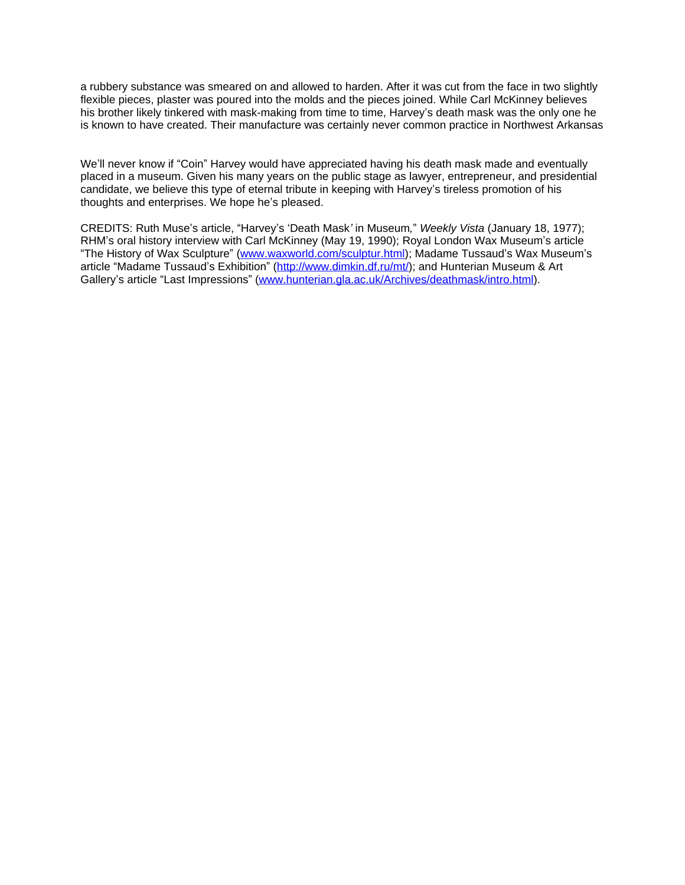a rubbery substance was smeared on and allowed to harden. After it was cut from the face in two slightly flexible pieces, plaster was poured into the molds and the pieces joined. While Carl McKinney believes his brother likely tinkered with mask-making from time to time, Harvey's death mask was the only one he is known to have created. Their manufacture was certainly never common practice in Northwest Arkansas

We'll never know if "Coin" Harvey would have appreciated having his death mask made and eventually placed in a museum. Given his many years on the public stage as lawyer, entrepreneur, and presidential candidate, we believe this type of eternal tribute in keeping with Harvey's tireless promotion of his thoughts and enterprises. We hope he's pleased.

CREDITS: Ruth Muse's article, "Harvey's 'Death Mask*'* in Museum*,*" *Weekly Vista* (January 18, 1977); RHM's oral history interview with Carl McKinney (May 19, 1990); Royal London Wax Museum's article "The History of Wax Sculpture" (www.waxworld.com/sculptur.html); Madame Tussaud's Wax Museum's article "Madame Tussaud's Exhibition" (http://www.dimkin.df.ru/mt/); and Hunterian Museum & Art Gallery's article "Last Impressions" (www.hunterian.gla.ac.uk/Archives/deathmask/intro.html).